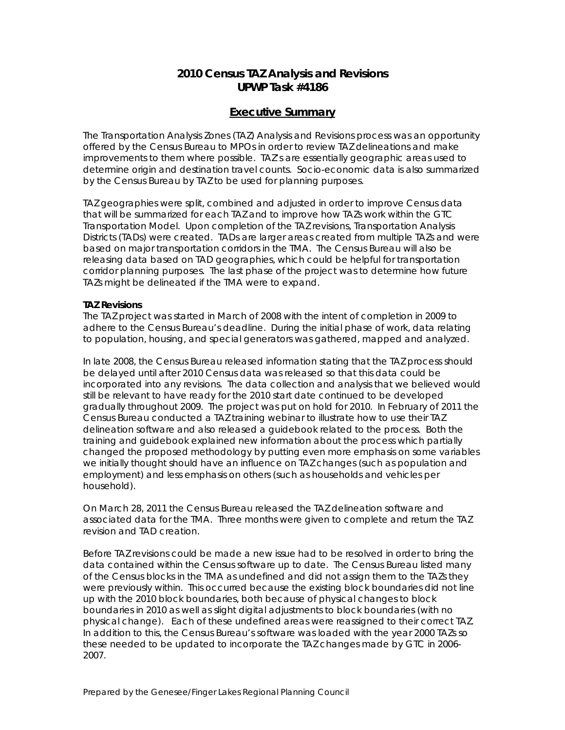# 2010 Census TAZ Analysis and Revisions
# UPWP Task #4186

## Executive Summary

The Transportation Analysis Zones (TAZ) Analysis and Revisions process was an opportunity offered by the Census Bureau to MPOs in order to review TAZ delineations and make improvements to them where possible. TAZ's are essentially geographic areas used to determine origin and destination travel counts. Socio-economic data is also summarized by the Census Bureau by TAZ to be used for planning purposes.

TAZ geographies were split, combined and adjusted in order to improve Census data that will be summarized for each TAZ and to improve how TAZs work within the GTC Transportation Model. Upon completion of the TAZ revisions, Transportation Analysis Districts (TADs) were created. TADs are larger areas created from multiple TAZs and were based on major transportation corridors in the TMA. The Census Bureau will also be releasing data based on TAD geographies, which could be helpful for transportation corridor planning purposes. The last phase of the project was to determine how future TAZs might be delineated if the TMA were to expand.

**TAZ Revisions**

The TAZ project was started in March of 2008 with the intent of completion in 2009 to adhere to the Census Bureau's deadline. During the initial phase of work, data relating to population, housing, and special generators was gathered, mapped and analyzed.

In late 2008, the Census Bureau released information stating that the TAZ process should be delayed until after 2010 Census data was released so that this data could be incorporated into any revisions. The data collection and analysis that we believed would still be relevant to have ready for the 2010 start date continued to be developed gradually throughout 2009. The project was put on hold for 2010. In February of 2011 the Census Bureau conducted a TAZ training webinar to illustrate how to use their TAZ delineation software and also released a guidebook related to the process. Both the training and guidebook explained new information about the process which partially changed the proposed methodology by putting even more emphasis on some variables we initially thought should have an influence on TAZ changes (such as population and employment) and less emphasis on others (such as households and vehicles per household).

On March 28, 2011 the Census Bureau released the TAZ delineation software and associated data for the TMA. Three months were given to complete and return the TAZ revision and TAD creation.

Before TAZ revisions could be made a new issue had to be resolved in order to bring the data contained within the Census software up to date. The Census Bureau listed many of the Census blocks in the TMA as undefined and did not assign them to the TAZs they were previously within. This occurred because the existing block boundaries did not line up with the 2010 block boundaries, both because of physical changes to block boundaries in 2010 as well as slight digital adjustments to block boundaries (with no physical change). Each of these undefined areas were reassigned to their correct TAZ. In addition to this, the Census Bureau's software was loaded with the year 2000 TAZs so these needed to be updated to incorporate the TAZ changes made by GTC in 2006-2007.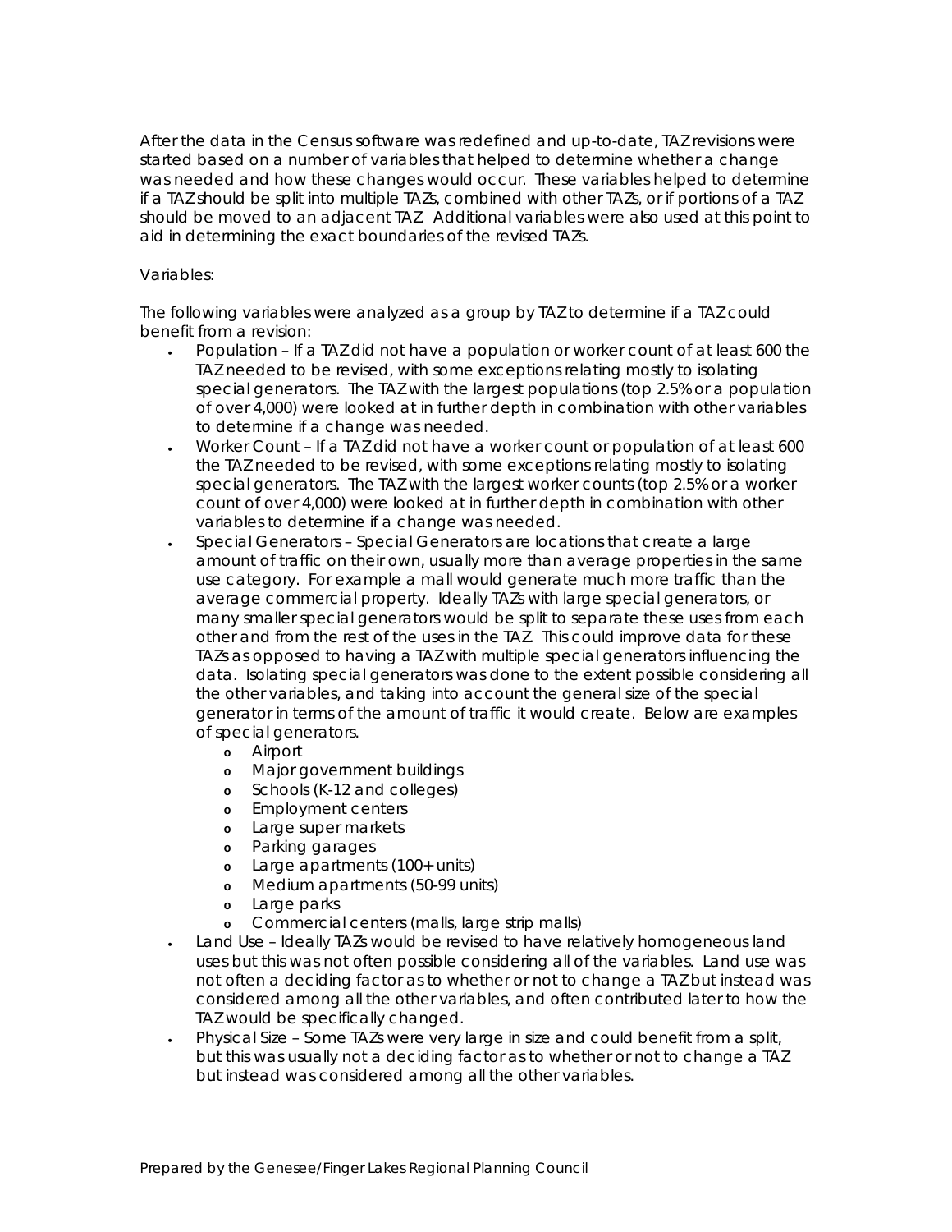After the data in the Census software was redefined and up-to-date, TAZ revisions were started based on a number of variables that helped to determine whether a change was needed and how these changes would occur. These variables helped to determine if a TAZ should be split into multiple TAZs, combined with other TAZs, or if portions of a TAZ should be moved to an adjacent TAZ. Additional variables were also used at this point to aid in determining the exact boundaries of the revised TAZs.

Variables:

The following variables were analyzed as a group by TAZ to determine if a TAZ could benefit from a revision:

- Population – If a TAZ did not have a population or worker count of at least 600 the TAZ needed to be revised, with some exceptions relating mostly to isolating special generators. The TAZ with the largest populations (top 2.5% or a population of over 4,000) were looked at in further depth in combination with other variables to determine if a change was needed.
- Worker Count – If a TAZ did not have a worker count or population of at least 600 the TAZ needed to be revised, with some exceptions relating mostly to isolating special generators. The TAZ with the largest worker counts (top 2.5% or a worker count of over 4,000) were looked at in further depth in combination with other variables to determine if a change was needed.
- Special Generators – Special Generators are locations that create a large amount of traffic on their own, usually more than average properties in the same use category. For example a mall would generate much more traffic than the average commercial property. Ideally TAZs with large special generators, or many smaller special generators would be split to separate these uses from each other and from the rest of the uses in the TAZ. This could improve data for these TAZs as opposed to having a TAZ with multiple special generators influencing the data. Isolating special generators was done to the extent possible considering all the other variables, and taking into account the general size of the special generator in terms of the amount of traffic it would create. Below are examples of special generators.
  - Airport
  - Major government buildings
  - Schools (K-12 and colleges)
  - Employment centers
  - Large super markets
  - Parking garages
  - Large apartments (100+ units)
  - Medium apartments (50-99 units)
  - Large parks
  - Commercial centers (malls, large strip malls)
- Land Use – Ideally TAZs would be revised to have relatively homogeneous land uses but this was not often possible considering all of the variables. Land use was not often a deciding factor as to whether or not to change a TAZ but instead was considered among all the other variables, and often contributed later to how the TAZ would be specifically changed.
- Physical Size – Some TAZs were very large in size and could benefit from a split, but this was usually not a deciding factor as to whether or not to change a TAZ but instead was considered among all the other variables.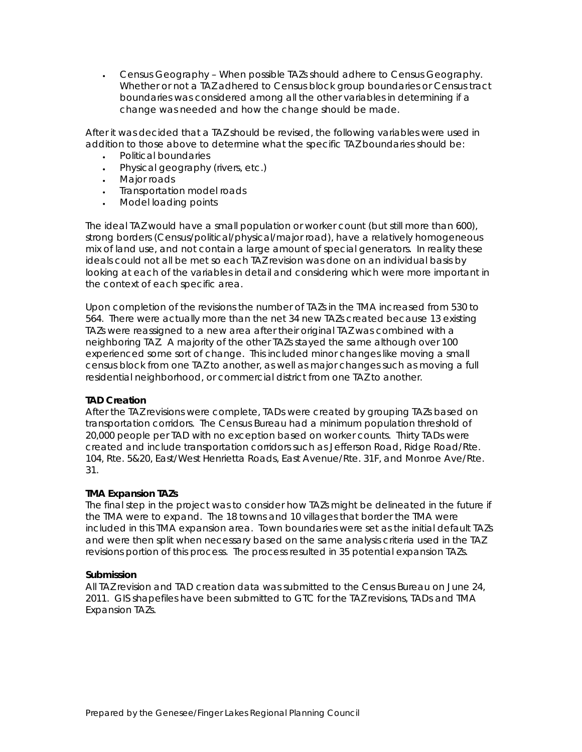- Census Geography – When possible TAZs should adhere to Census Geography. Whether or not a TAZ adhered to Census block group boundaries or Census tract boundaries was considered among all the other variables in determining if a change was needed and how the change should be made.

After it was decided that a TAZ should be revised, the following variables were used in addition to those above to determine what the specific TAZ boundaries should be:

- Political boundaries
- Physical geography (rivers, etc.)
- Major roads
- Transportation model roads
- Model loading points

The ideal TAZ would have a small population or worker count (but still more than 600), strong borders (Census/political/physical/major road), have a relatively homogeneous mix of land use, and not contain a large amount of special generators. In reality these ideals could not all be met so each TAZ revision was done on an individual basis by looking at each of the variables in detail and considering which were more important in the context of each specific area.

Upon completion of the revisions the number of TAZs in the TMA increased from 530 to 564. There were actually more than the net 34 new TAZs created because 13 existing TAZs were reassigned to a new area after their original TAZ was combined with a neighboring TAZ. A majority of the other TAZs stayed the same although over 100 experienced some sort of change. This included minor changes like moving a small census block from one TAZ to another, as well as major changes such as moving a full residential neighborhood, or commercial district from one TAZ to another.

**TAD Creation**

After the TAZ revisions were complete, TADs were created by grouping TAZs based on transportation corridors. The Census Bureau had a minimum population threshold of 20,000 people per TAD with no exception based on worker counts. Thirty TADs were created and include transportation corridors such as Jefferson Road, Ridge Road/Rte. 104, Rte. 5&20, East/West Henrietta Roads, East Avenue/Rte. 31F, and Monroe Ave/Rte. 31.

**TMA Expansion TAZs**

The final step in the project was to consider how TAZs might be delineated in the future if the TMA were to expand. The 18 towns and 10 villages that border the TMA were included in this TMA expansion area. Town boundaries were set as the initial default TAZs and were then split when necessary based on the same analysis criteria used in the TAZ revisions portion of this process. The process resulted in 35 potential expansion TAZs.

**Submission**

All TAZ revision and TAD creation data was submitted to the Census Bureau on June 24, 2011. GIS shapefiles have been submitted to GTC for the TAZ revisions, TADs and TMA Expansion TAZs.

Prepared by the Genesee/Finger Lakes Regional Planning Council